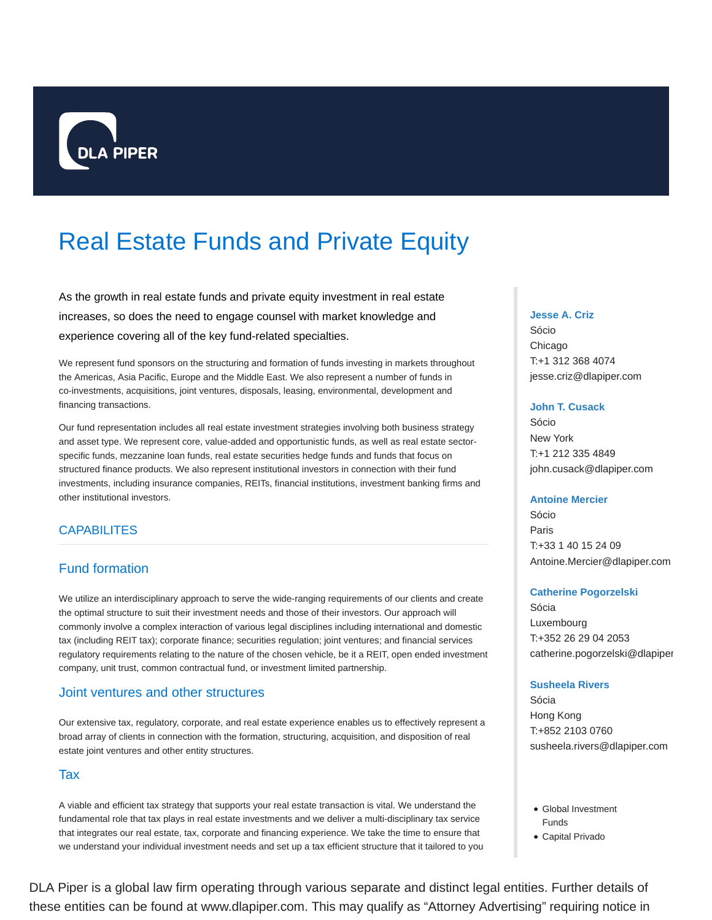DLA PIPER

# Real Estate Funds and Private Equity

As the growth in real estate funds and private equity investment in real estate increases, so does the need to engage counsel with market knowledge and experience covering all of the key fund-related specialties.

We represent fund sponsors on the structuring and formation of funds investing in markets throughout the Americas, Asia Pacific, Europe and the Middle East. We also represent a number of funds in co-investments, acquisitions, joint ventures, disposals, leasing, environmental, development and financing transactions.

Our fund representation includes all real estate investment strategies involving both business strategy and asset type. We represent core, value-added and opportunistic funds, as well as real estate sector-specific funds, mezzanine loan funds, real estate securities hedge funds and funds that focus on structured finance products. We also represent institutional investors in connection with their fund investments, including insurance companies, REITs, financial institutions, investment banking firms and other institutional investors.

## CAPABILITES

### Fund formation

We utilize an interdisciplinary approach to serve the wide-ranging requirements of our clients and create the optimal structure to suit their investment needs and those of their investors. Our approach will commonly involve a complex interaction of various legal disciplines including international and domestic tax (including REIT tax); corporate finance; securities regulation; joint ventures; and financial services regulatory requirements relating to the nature of the chosen vehicle, be it a REIT, open ended investment company, unit trust, common contractual fund, or investment limited partnership.

### Joint ventures and other structures

Our extensive tax, regulatory, corporate, and real estate experience enables us to effectively represent a broad array of clients in connection with the formation, structuring, acquisition, and disposition of real estate joint ventures and other entity structures.

### Tax

A viable and efficient tax strategy that supports your real estate transaction is vital. We understand the fundamental role that tax plays in real estate investments and we deliver a multi-disciplinary tax service that integrates our real estate, tax, corporate and financing experience. We take the time to ensure that we understand your individual investment needs and set up a tax efficient structure that it tailored to you

**Jesse A. Criz**
Sócio
Chicago
T:+1 312 368 4074
jesse.criz@dlapiper.com

**John T. Cusack**
Sócio
New York
T:+1 212 335 4849
john.cusack@dlapiper.com

**Antoine Mercier**
Sócio
Paris
T:+33 1 40 15 24 09
Antoine.Mercier@dlapiper.com

**Catherine Pogorzelski**
Sócia
Luxembourg
T:+352 26 29 04 2053
catherine.pogorzelski@dlapiper

**Susheela Rivers**
Sócia
Hong Kong
T:+852 2103 0760
susheela.rivers@dlapiper.com

- Global Investment Funds
- Capital Privado

DLA Piper is a global law firm operating through various separate and distinct legal entities. Further details of these entities can be found at www.dlapiper.com. This may qualify as “Attorney Advertising” requiring notice in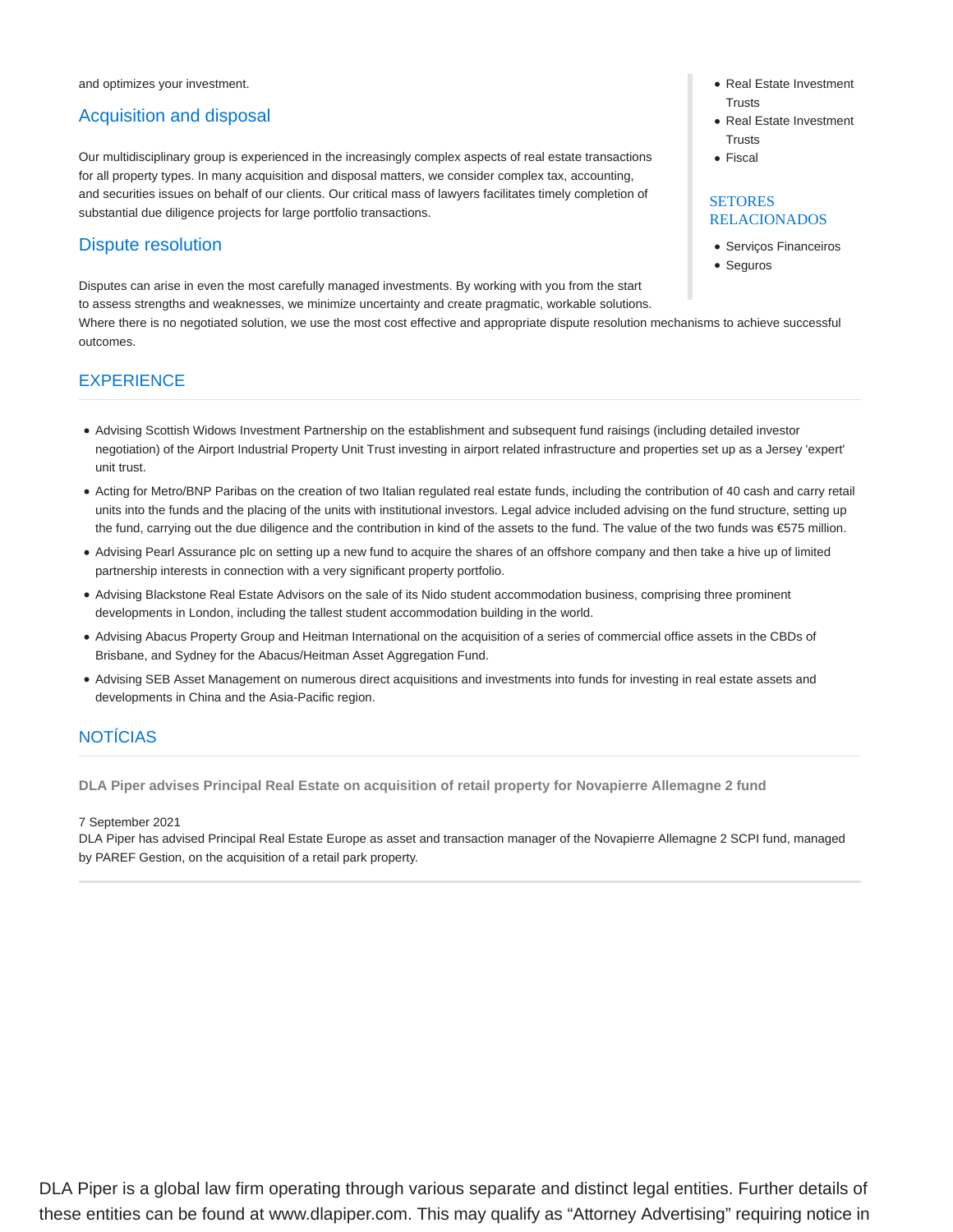and optimizes your investment.

## Acquisition and disposal

Our multidisciplinary group is experienced in the increasingly complex aspects of real estate transactions for all property types. In many acquisition and disposal matters, we consider complex tax, accounting, and securities issues on behalf of our clients. Our critical mass of lawyers facilitates timely completion of substantial due diligence projects for large portfolio transactions.

## Dispute resolution

Disputes can arise in even the most carefully managed investments. By working with you from the start to assess strengths and weaknesses, we minimize uncertainty and create pragmatic, workable solutions. Where there is no negotiated solution, we use the most cost effective and appropriate dispute resolution mechanisms to achieve successful outcomes.

- Real Estate Investment Trusts
- Real Estate Investment Trusts
- Fiscal

### SETORES RELACIONADOS

- Serviços Financeiros
- Seguros

## EXPERIENCE

- Advising Scottish Widows Investment Partnership on the establishment and subsequent fund raisings (including detailed investor negotiation) of the Airport Industrial Property Unit Trust investing in airport related infrastructure and properties set up as a Jersey 'expert' unit trust.
- Acting for Metro/BNP Paribas on the creation of two Italian regulated real estate funds, including the contribution of 40 cash and carry retail units into the funds and the placing of the units with institutional investors. Legal advice included advising on the fund structure, setting up the fund, carrying out the due diligence and the contribution in kind of the assets to the fund. The value of the two funds was €575 million.
- Advising Pearl Assurance plc on setting up a new fund to acquire the shares of an offshore company and then take a hive up of limited partnership interests in connection with a very significant property portfolio.
- Advising Blackstone Real Estate Advisors on the sale of its Nido student accommodation business, comprising three prominent developments in London, including the tallest student accommodation building in the world.
- Advising Abacus Property Group and Heitman International on the acquisition of a series of commercial office assets in the CBDs of Brisbane, and Sydney for the Abacus/Heitman Asset Aggregation Fund.
- Advising SEB Asset Management on numerous direct acquisitions and investments into funds for investing in real estate assets and developments in China and the Asia-Pacific region.

## NOTÍCIAS

**DLA Piper advises Principal Real Estate on acquisition of retail property for Novapierre Allemagne 2 fund**

7 September 2021

DLA Piper has advised Principal Real Estate Europe as asset and transaction manager of the Novapierre Allemagne 2 SCPI fund, managed by PAREF Gestion, on the acquisition of a retail park property.

DLA Piper is a global law firm operating through various separate and distinct legal entities. Further details of these entities can be found at www.dlapiper.com. This may qualify as “Attorney Advertising” requiring notice in